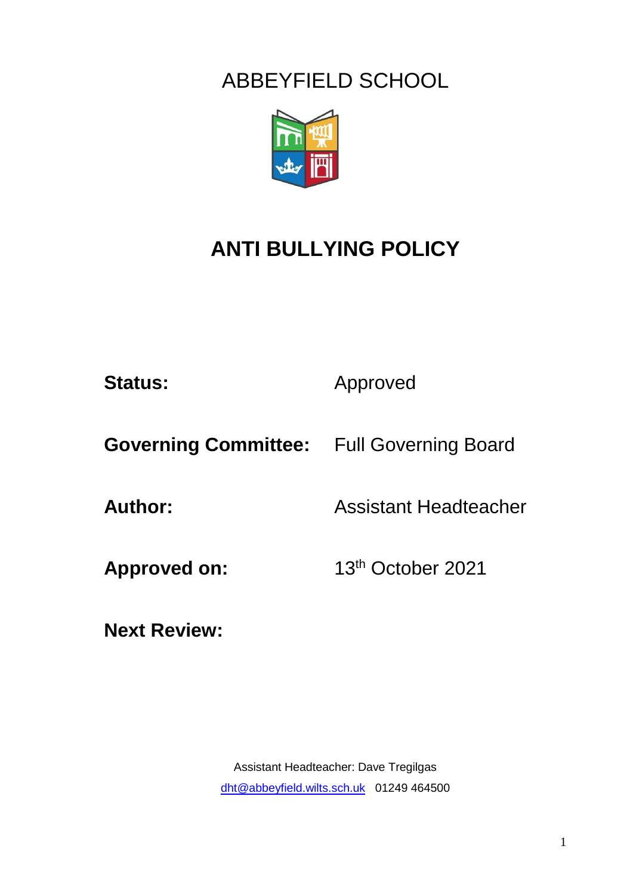ABBEYFIELD SCHOOL

# ANTI BULLYING POLICY

**Status:** Approved

**Governing Committee:** Full Governing Board

**Author:** Assistant Headteacher

**Approved on:** 13th October 2021

**Next Review:**

Assistant Headteacher: Dave Tregilgas
dht@abbeyfield.wilts.sch.uk 01249 464500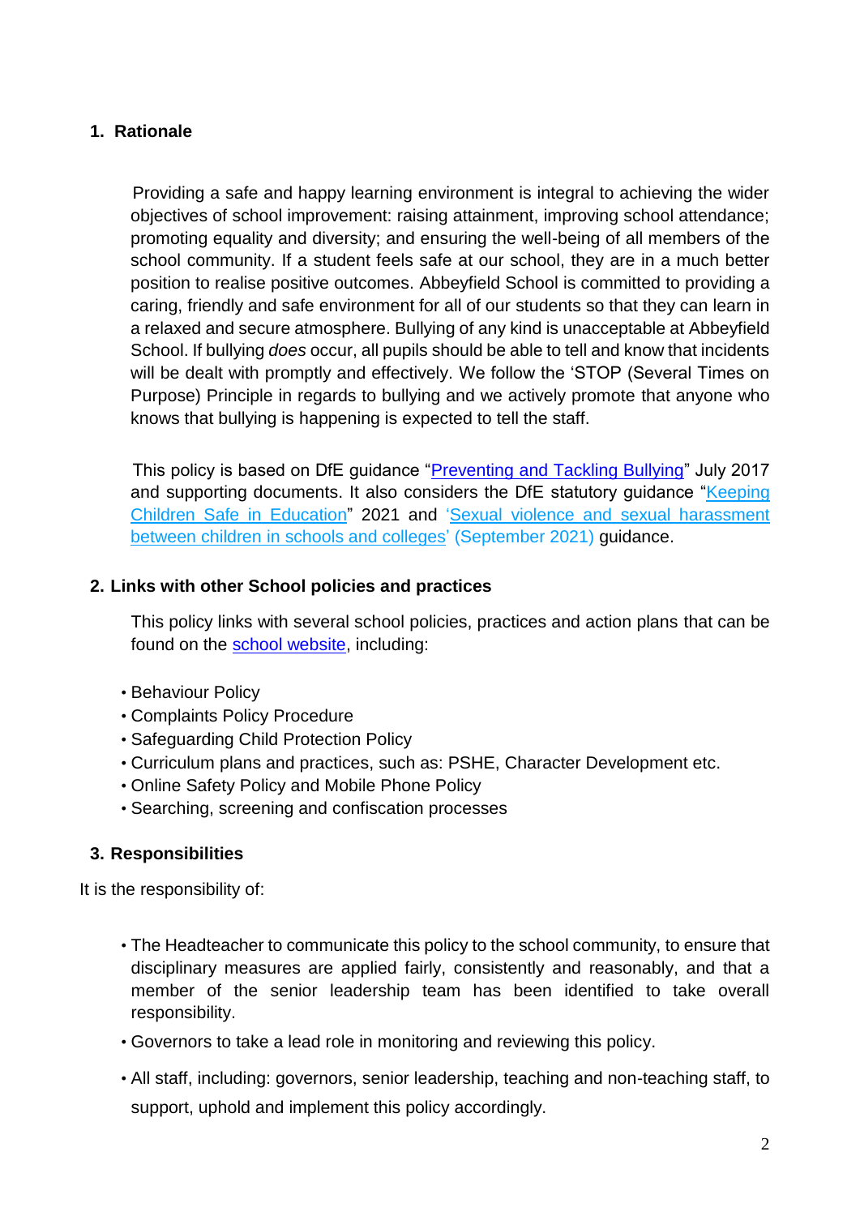## 1. Rationale

Providing a safe and happy learning environment is integral to achieving the wider objectives of school improvement: raising attainment, improving school attendance; promoting equality and diversity; and ensuring the well-being of all members of the school community. If a student feels safe at our school, they are in a much better position to realise positive outcomes. Abbeyfield School is committed to providing a caring, friendly and safe environment for all of our students so that they can learn in a relaxed and secure atmosphere. Bullying of any kind is unacceptable at Abbeyfield School. If bullying *does* occur, all pupils should be able to tell and know that incidents will be dealt with promptly and effectively. We follow the 'STOP (Several Times on Purpose) Principle in regards to bullying and we actively promote that anyone who knows that bullying is happening is expected to tell the staff.

This policy is based on DfE guidance "Preventing and Tackling Bullying" July 2017 and supporting documents. It also considers the DfE statutory guidance "Keeping Children Safe in Education" 2021 and 'Sexual violence and sexual harassment between children in schools and colleges' (September 2021) guidance.

## 2. Links with other School policies and practices

This policy links with several school policies, practices and action plans that can be found on the school website, including:

- Behaviour Policy
- Complaints Policy Procedure
- Safeguarding Child Protection Policy
- Curriculum plans and practices, such as: PSHE, Character Development etc.
- Online Safety Policy and Mobile Phone Policy
- Searching, screening and confiscation processes

## 3. Responsibilities

It is the responsibility of:

- The Headteacher to communicate this policy to the school community, to ensure that disciplinary measures are applied fairly, consistently and reasonably, and that a member of the senior leadership team has been identified to take overall responsibility.
- Governors to take a lead role in monitoring and reviewing this policy.
- All staff, including: governors, senior leadership, teaching and non-teaching staff, to support, uphold and implement this policy accordingly.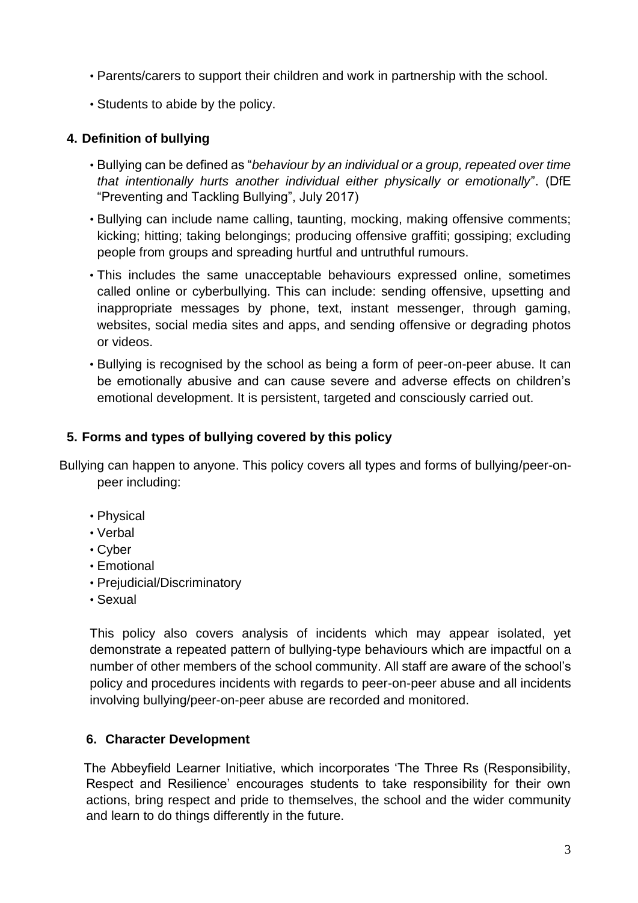- Parents/carers to support their children and work in partnership with the school.
- Students to abide by the policy.

## 4. Definition of bullying

- Bullying can be defined as "*behaviour by an individual or a group, repeated over time that intentionally hurts another individual either physically or emotionally*". (DfE "Preventing and Tackling Bullying", July 2017)
- Bullying can include name calling, taunting, mocking, making offensive comments; kicking; hitting; taking belongings; producing offensive graffiti; gossiping; excluding people from groups and spreading hurtful and untruthful rumours.
- This includes the same unacceptable behaviours expressed online, sometimes called online or cyberbullying. This can include: sending offensive, upsetting and inappropriate messages by phone, text, instant messenger, through gaming, websites, social media sites and apps, and sending offensive or degrading photos or videos.
- Bullying is recognised by the school as being a form of peer-on-peer abuse. It can be emotionally abusive and can cause severe and adverse effects on children's emotional development. It is persistent, targeted and consciously carried out.

## 5. Forms and types of bullying covered by this policy

Bullying can happen to anyone. This policy covers all types and forms of bullying/peer-on-peer including:

- Physical
- Verbal
- Cyber
- Emotional
- Prejudicial/Discriminatory
- Sexual

This policy also covers analysis of incidents which may appear isolated, yet demonstrate a repeated pattern of bullying-type behaviours which are impactful on a number of other members of the school community. All staff are aware of the school's policy and procedures incidents with regards to peer-on-peer abuse and all incidents involving bullying/peer-on-peer abuse are recorded and monitored.

## 6. Character Development

The Abbeyfield Learner Initiative, which incorporates 'The Three Rs (Responsibility, Respect and Resilience' encourages students to take responsibility for their own actions, bring respect and pride to themselves, the school and the wider community and learn to do things differently in the future.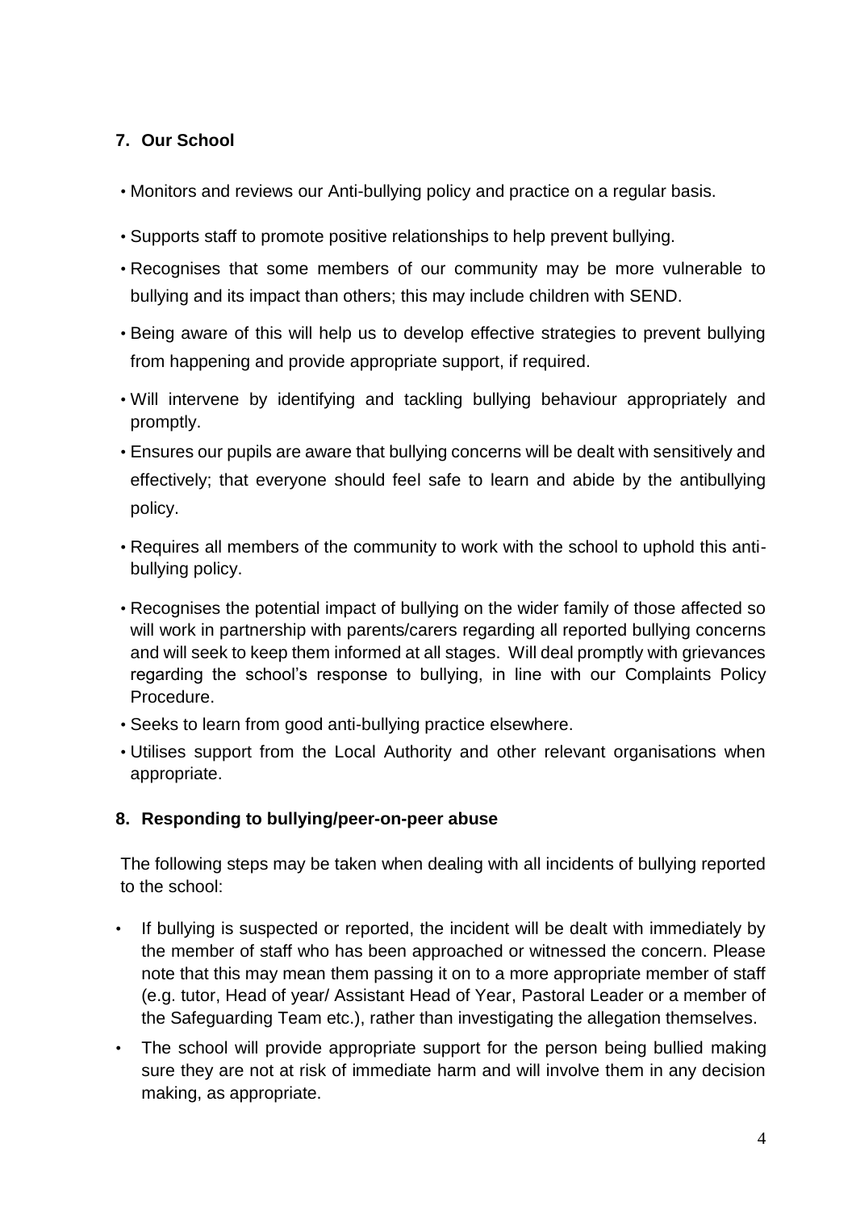## 7. Our School

- Monitors and reviews our Anti-bullying policy and practice on a regular basis.
- Supports staff to promote positive relationships to help prevent bullying.
- Recognises that some members of our community may be more vulnerable to bullying and its impact than others; this may include children with SEND.
- Being aware of this will help us to develop effective strategies to prevent bullying from happening and provide appropriate support, if required.
- Will intervene by identifying and tackling bullying behaviour appropriately and promptly.
- Ensures our pupils are aware that bullying concerns will be dealt with sensitively and effectively; that everyone should feel safe to learn and abide by the antibullying policy.
- Requires all members of the community to work with the school to uphold this anti-bullying policy.
- Recognises the potential impact of bullying on the wider family of those affected so will work in partnership with parents/carers regarding all reported bullying concerns and will seek to keep them informed at all stages. Will deal promptly with grievances regarding the school's response to bullying, in line with our Complaints Policy Procedure.
- Seeks to learn from good anti-bullying practice elsewhere.
- Utilises support from the Local Authority and other relevant organisations when appropriate.

## 8. Responding to bullying/peer-on-peer abuse

The following steps may be taken when dealing with all incidents of bullying reported to the school:

- If bullying is suspected or reported, the incident will be dealt with immediately by the member of staff who has been approached or witnessed the concern. Please note that this may mean them passing it on to a more appropriate member of staff (e.g. tutor, Head of year/ Assistant Head of Year, Pastoral Leader or a member of the Safeguarding Team etc.), rather than investigating the allegation themselves.
- The school will provide appropriate support for the person being bullied making sure they are not at risk of immediate harm and will involve them in any decision making, as appropriate.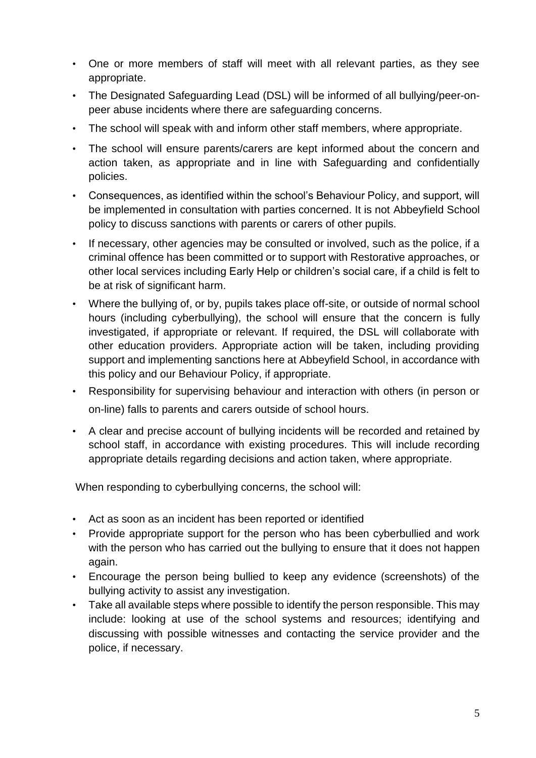- One or more members of staff will meet with all relevant parties, as they see appropriate.
- The Designated Safeguarding Lead (DSL) will be informed of all bullying/peer-on-peer abuse incidents where there are safeguarding concerns.
- The school will speak with and inform other staff members, where appropriate.
- The school will ensure parents/carers are kept informed about the concern and action taken, as appropriate and in line with Safeguarding and confidentially policies.
- Consequences, as identified within the school's Behaviour Policy, and support, will be implemented in consultation with parties concerned. It is not Abbeyfield School policy to discuss sanctions with parents or carers of other pupils.
- If necessary, other agencies may be consulted or involved, such as the police, if a criminal offence has been committed or to support with Restorative approaches, or other local services including Early Help or children's social care, if a child is felt to be at risk of significant harm.
- Where the bullying of, or by, pupils takes place off-site, or outside of normal school hours (including cyberbullying), the school will ensure that the concern is fully investigated, if appropriate or relevant. If required, the DSL will collaborate with other education providers. Appropriate action will be taken, including providing support and implementing sanctions here at Abbeyfield School, in accordance with this policy and our Behaviour Policy, if appropriate.
- Responsibility for supervising behaviour and interaction with others (in person or on-line) falls to parents and carers outside of school hours.
- A clear and precise account of bullying incidents will be recorded and retained by school staff, in accordance with existing procedures. This will include recording appropriate details regarding decisions and action taken, where appropriate.

When responding to cyberbullying concerns, the school will:

- Act as soon as an incident has been reported or identified
- Provide appropriate support for the person who has been cyberbullied and work with the person who has carried out the bullying to ensure that it does not happen again.
- Encourage the person being bullied to keep any evidence (screenshots) of the bullying activity to assist any investigation.
- Take all available steps where possible to identify the person responsible. This may include: looking at use of the school systems and resources; identifying and discussing with possible witnesses and contacting the service provider and the police, if necessary.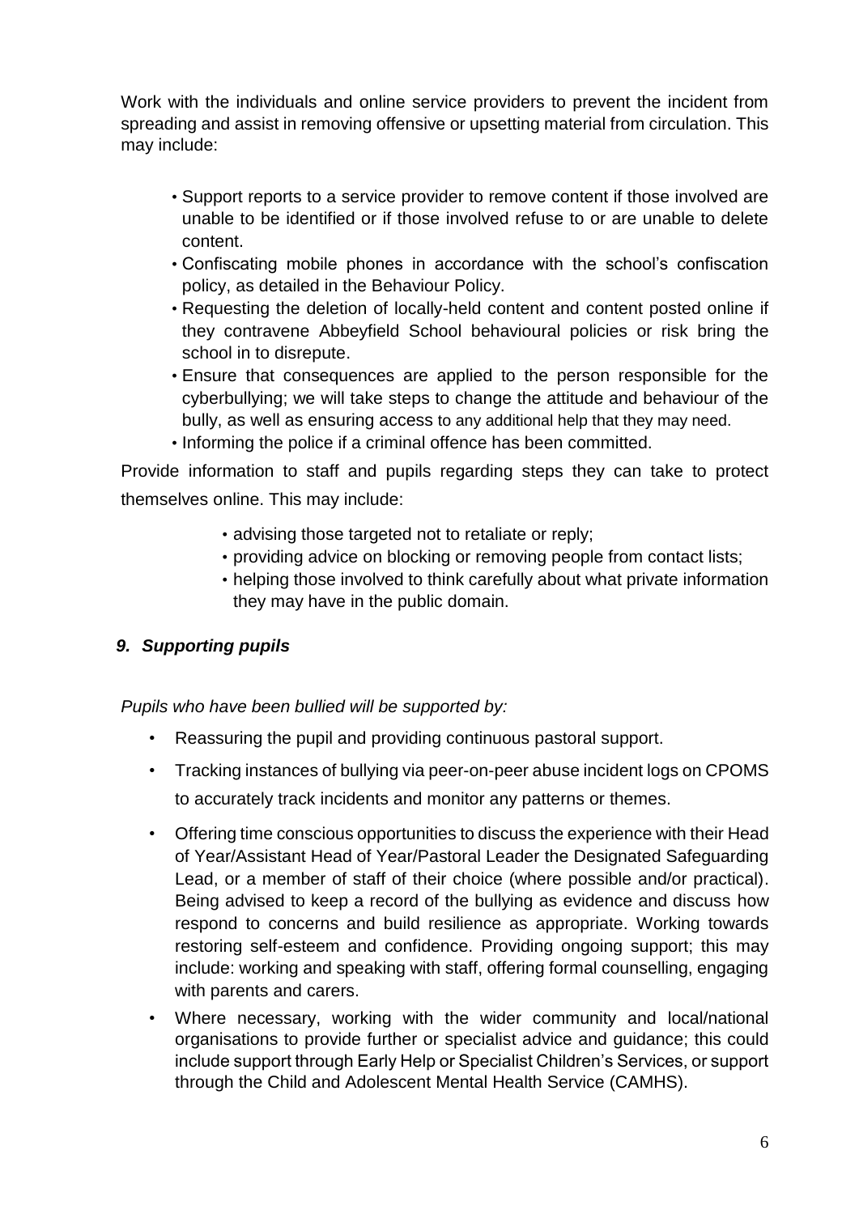Work with the individuals and online service providers to prevent the incident from spreading and assist in removing offensive or upsetting material from circulation. This may include:

- Support reports to a service provider to remove content if those involved are unable to be identified or if those involved refuse to or are unable to delete content.
- Confiscating mobile phones in accordance with the school's confiscation policy, as detailed in the Behaviour Policy.
- Requesting the deletion of locally-held content and content posted online if they contravene Abbeyfield School behavioural policies or risk bring the school in to disrepute.
- Ensure that consequences are applied to the person responsible for the cyberbullying; we will take steps to change the attitude and behaviour of the bully, as well as ensuring access to any additional help that they may need.
- Informing the police if a criminal offence has been committed.

Provide information to staff and pupils regarding steps they can take to protect themselves online. This may include:

- advising those targeted not to retaliate or reply;
- providing advice on blocking or removing people from contact lists;
- helping those involved to think carefully about what private information they may have in the public domain.

### *9. Supporting pupils*

*Pupils who have been bullied will be supported by:*

- Reassuring the pupil and providing continuous pastoral support.
- Tracking instances of bullying via peer-on-peer abuse incident logs on CPOMS to accurately track incidents and monitor any patterns or themes.
- Offering time conscious opportunities to discuss the experience with their Head of Year/Assistant Head of Year/Pastoral Leader the Designated Safeguarding Lead, or a member of staff of their choice (where possible and/or practical). Being advised to keep a record of the bullying as evidence and discuss how respond to concerns and build resilience as appropriate. Working towards restoring self-esteem and confidence. Providing ongoing support; this may include: working and speaking with staff, offering formal counselling, engaging with parents and carers.
- Where necessary, working with the wider community and local/national organisations to provide further or specialist advice and guidance; this could include support through Early Help or Specialist Children's Services, or support through the Child and Adolescent Mental Health Service (CAMHS).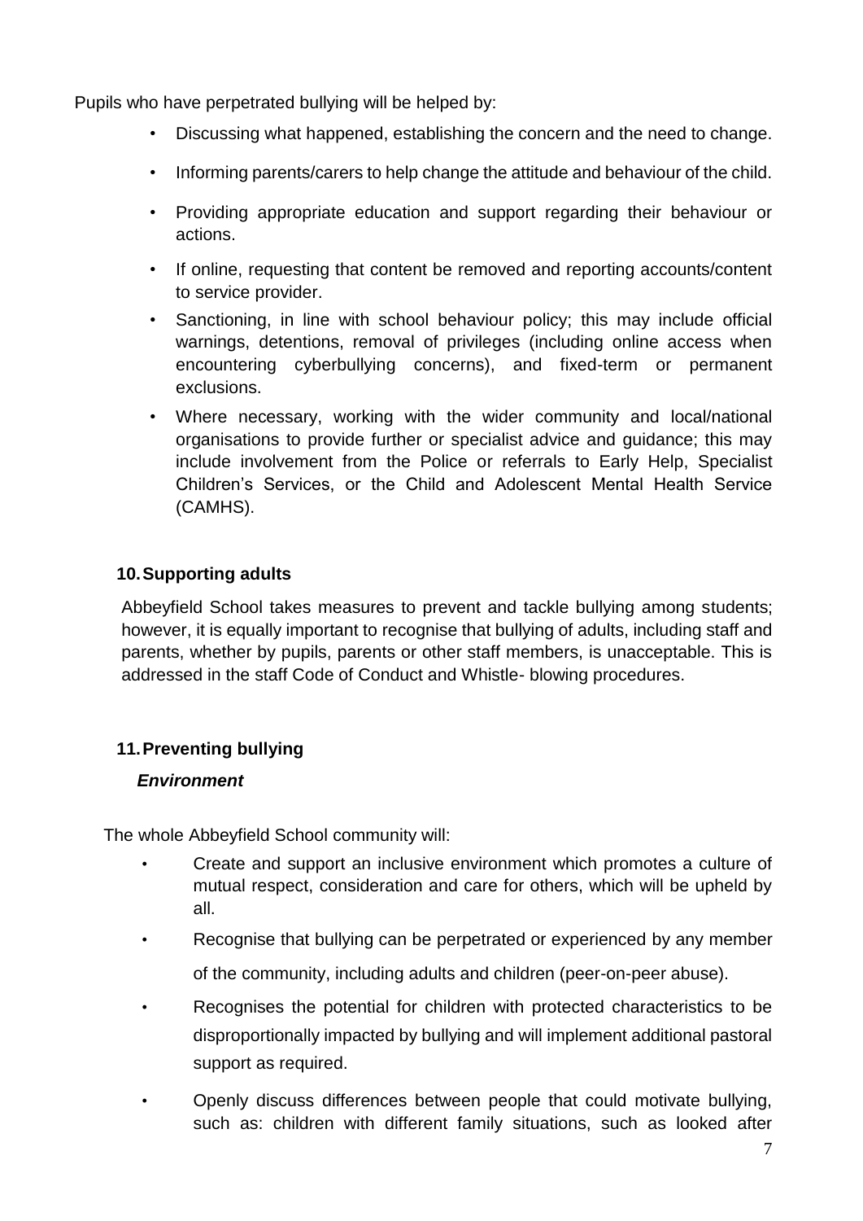Pupils who have perpetrated bullying will be helped by:

- Discussing what happened, establishing the concern and the need to change.
- Informing parents/carers to help change the attitude and behaviour of the child.
- Providing appropriate education and support regarding their behaviour or actions.
- If online, requesting that content be removed and reporting accounts/content to service provider.
- Sanctioning, in line with school behaviour policy; this may include official warnings, detentions, removal of privileges (including online access when encountering cyberbullying concerns), and fixed-term or permanent exclusions.
- Where necessary, working with the wider community and local/national organisations to provide further or specialist advice and guidance; this may include involvement from the Police or referrals to Early Help, Specialist Children's Services, or the Child and Adolescent Mental Health Service (CAMHS).

## 10. Supporting adults

Abbeyfield School takes measures to prevent and tackle bullying among students; however, it is equally important to recognise that bullying of adults, including staff and parents, whether by pupils, parents or other staff members, is unacceptable. This is addressed in the staff Code of Conduct and Whistle- blowing procedures.

## 11. Preventing bullying

### *Environment*

The whole Abbeyfield School community will:

- Create and support an inclusive environment which promotes a culture of mutual respect, consideration and care for others, which will be upheld by all.
- Recognise that bullying can be perpetrated or experienced by any member of the community, including adults and children (peer-on-peer abuse).
- Recognises the potential for children with protected characteristics to be disproportionally impacted by bullying and will implement additional pastoral support as required.
- Openly discuss differences between people that could motivate bullying, such as: children with different family situations, such as looked after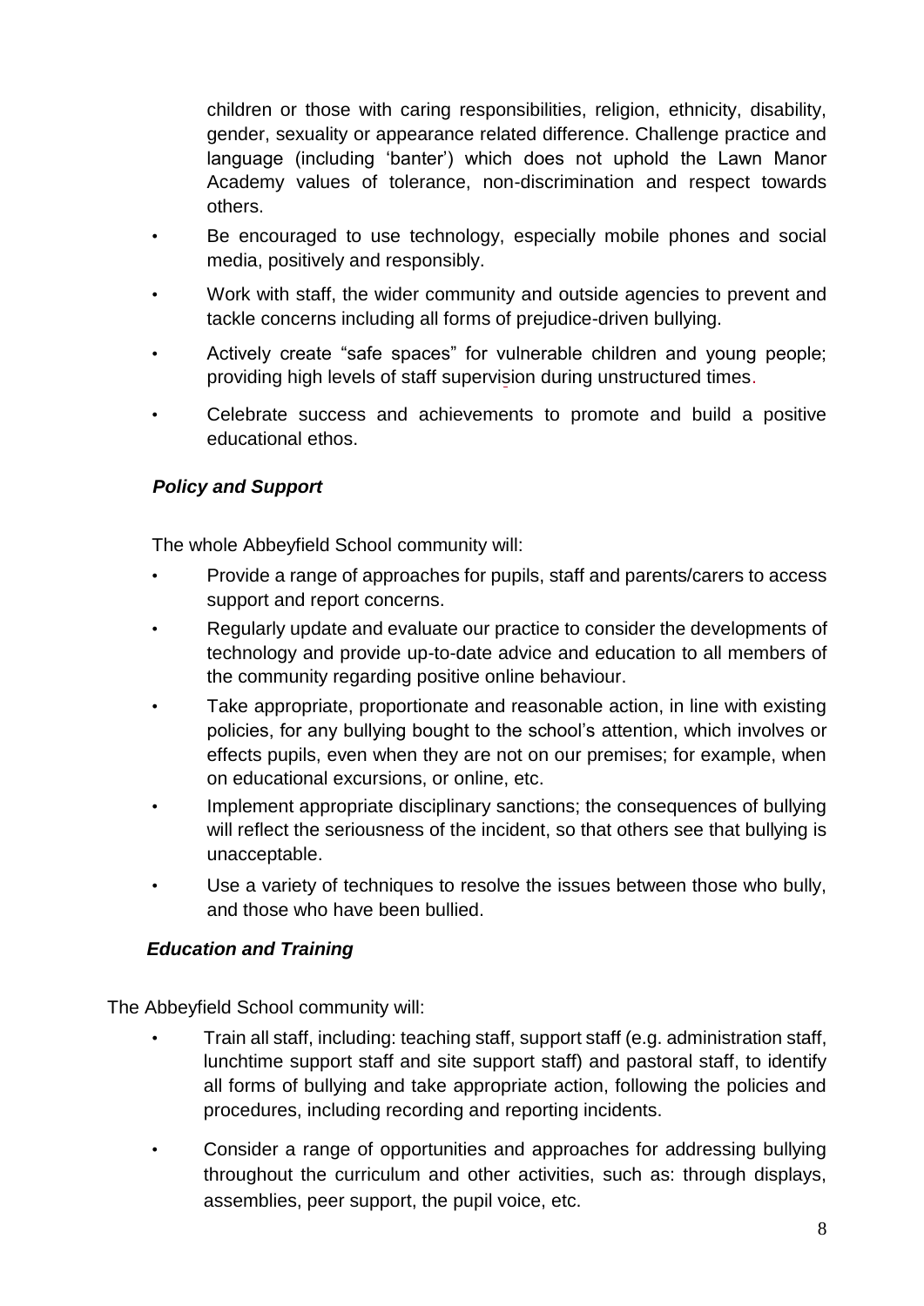children or those with caring responsibilities, religion, ethnicity, disability, gender, sexuality or appearance related difference. Challenge practice and language (including 'banter') which does not uphold the Lawn Manor Academy values of tolerance, non-discrimination and respect towards others.

- Be encouraged to use technology, especially mobile phones and social media, positively and responsibly.
- Work with staff, the wider community and outside agencies to prevent and tackle concerns including all forms of prejudice-driven bullying.
- Actively create "safe spaces" for vulnerable children and young people; providing high levels of staff supervision during unstructured times.
- Celebrate success and achievements to promote and build a positive educational ethos.

***Policy and Support***

The whole Abbeyfield School community will:

- Provide a range of approaches for pupils, staff and parents/carers to access support and report concerns.
- Regularly update and evaluate our practice to consider the developments of technology and provide up-to-date advice and education to all members of the community regarding positive online behaviour.
- Take appropriate, proportionate and reasonable action, in line with existing policies, for any bullying bought to the school's attention, which involves or effects pupils, even when they are not on our premises; for example, when on educational excursions, or online, etc.
- Implement appropriate disciplinary sanctions; the consequences of bullying will reflect the seriousness of the incident, so that others see that bullying is unacceptable.
- Use a variety of techniques to resolve the issues between those who bully, and those who have been bullied.

***Education and Training***

The Abbeyfield School community will:

- Train all staff, including: teaching staff, support staff (e.g. administration staff, lunchtime support staff and site support staff) and pastoral staff, to identify all forms of bullying and take appropriate action, following the policies and procedures, including recording and reporting incidents.
- Consider a range of opportunities and approaches for addressing bullying throughout the curriculum and other activities, such as: through displays, assemblies, peer support, the pupil voice, etc.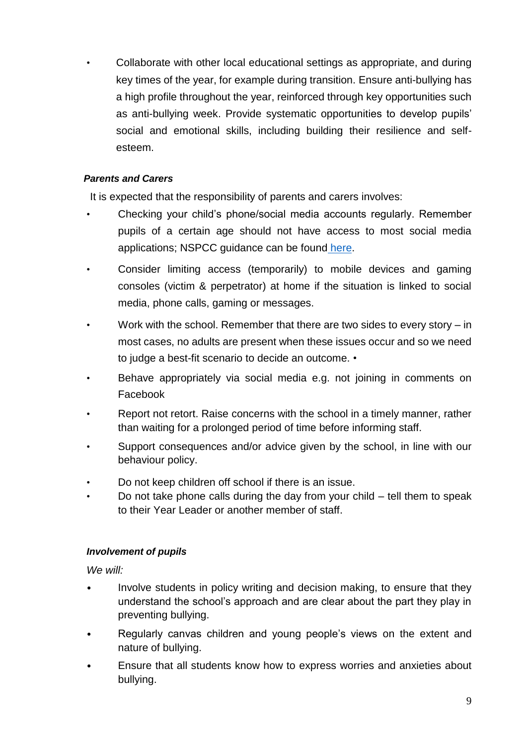- Collaborate with other local educational settings as appropriate, and during key times of the year, for example during transition. Ensure anti-bullying has a high profile throughout the year, reinforced through key opportunities such as anti-bullying week. Provide systematic opportunities to develop pupils' social and emotional skills, including building their resilience and self-esteem.

***Parents and Carers***

It is expected that the responsibility of parents and carers involves:

- Checking your child's phone/social media accounts regularly. Remember pupils of a certain age should not have access to most social media applications; NSPCC guidance can be found here.
- Consider limiting access (temporarily) to mobile devices and gaming consoles (victim & perpetrator) at home if the situation is linked to social media, phone calls, gaming or messages.
- Work with the school. Remember that there are two sides to every story – in most cases, no adults are present when these issues occur and so we need to judge a best-fit scenario to decide an outcome. •
- Behave appropriately via social media e.g. not joining in comments on Facebook
- Report not retort. Raise concerns with the school in a timely manner, rather than waiting for a prolonged period of time before informing staff.
- Support consequences and/or advice given by the school, in line with our behaviour policy.
- Do not keep children off school if there is an issue.
- Do not take phone calls during the day from your child – tell them to speak to their Year Leader or another member of staff.

***Involvement of pupils***

*We will:*

- Involve students in policy writing and decision making, to ensure that they understand the school's approach and are clear about the part they play in preventing bullying.
- Regularly canvas children and young people's views on the extent and nature of bullying.
- Ensure that all students know how to express worries and anxieties about bullying.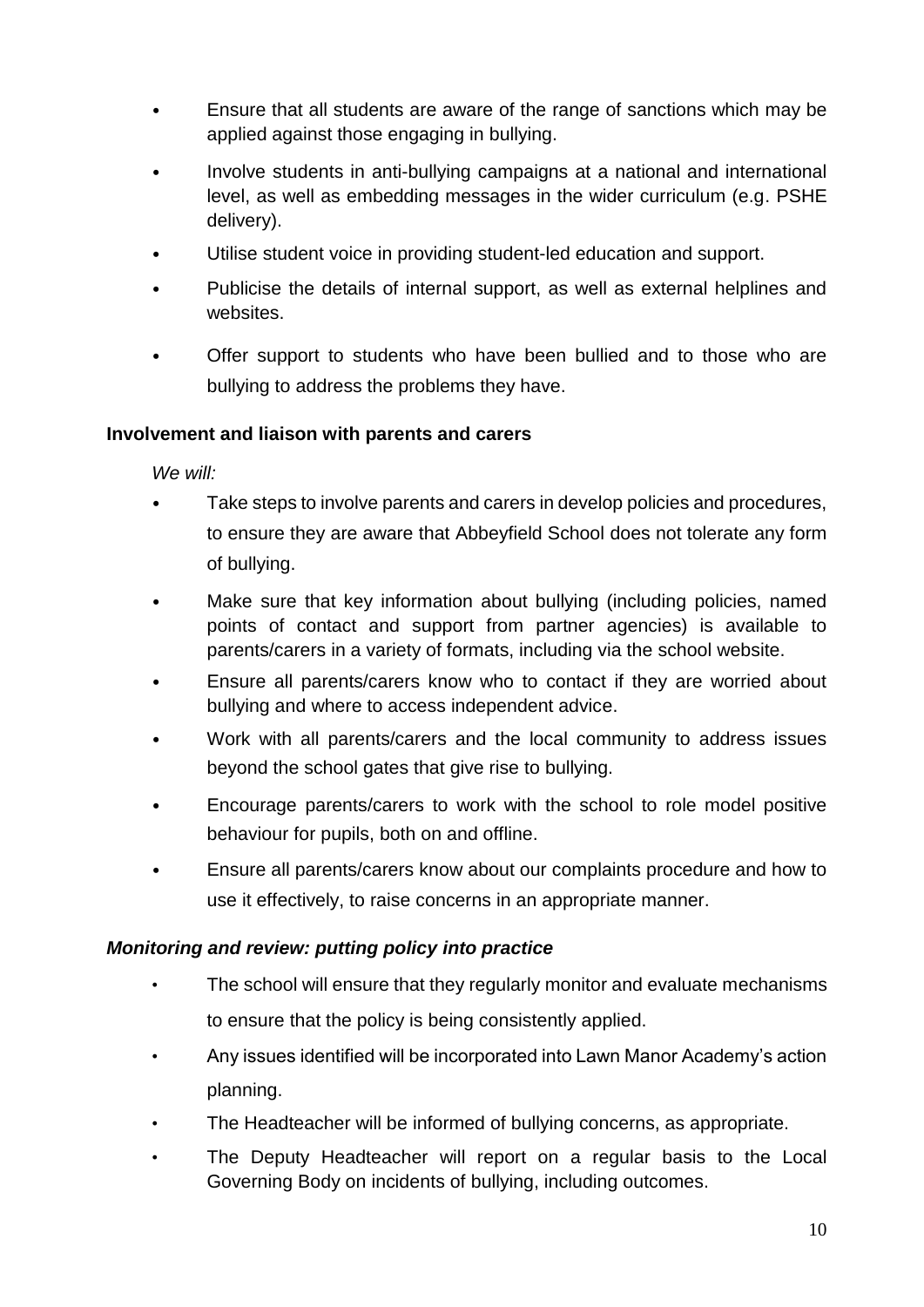- Ensure that all students are aware of the range of sanctions which may be applied against those engaging in bullying.
- Involve students in anti-bullying campaigns at a national and international level, as well as embedding messages in the wider curriculum (e.g. PSHE delivery).
- Utilise student voice in providing student-led education and support.
- Publicise the details of internal support, as well as external helplines and websites.
- Offer support to students who have been bullied and to those who are bullying to address the problems they have.

**Involvement and liaison with parents and carers**

*We will:*

- Take steps to involve parents and carers in develop policies and procedures, to ensure they are aware that Abbeyfield School does not tolerate any form of bullying.
- Make sure that key information about bullying (including policies, named points of contact and support from partner agencies) is available to parents/carers in a variety of formats, including via the school website.
- Ensure all parents/carers know who to contact if they are worried about bullying and where to access independent advice.
- Work with all parents/carers and the local community to address issues beyond the school gates that give rise to bullying.
- Encourage parents/carers to work with the school to role model positive behaviour for pupils, both on and offline.
- Ensure all parents/carers know about our complaints procedure and how to use it effectively, to raise concerns in an appropriate manner.

***Monitoring and review: putting policy into practice***

- The school will ensure that they regularly monitor and evaluate mechanisms to ensure that the policy is being consistently applied.
- Any issues identified will be incorporated into Lawn Manor Academy's action planning.
- The Headteacher will be informed of bullying concerns, as appropriate.
- The Deputy Headteacher will report on a regular basis to the Local Governing Body on incidents of bullying, including outcomes.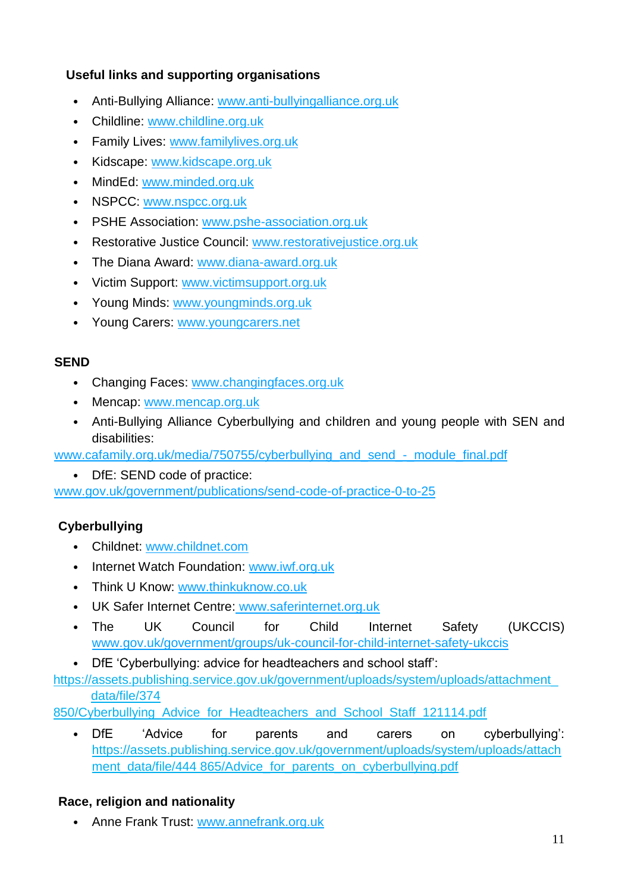### Useful links and supporting organisations

- Anti-Bullying Alliance: www.anti-bullyingalliance.org.uk
- Childline: www.childline.org.uk
- Family Lives: www.familylives.org.uk
- Kidscape: www.kidscape.org.uk
- MindEd: www.minded.org.uk
- NSPCC: www.nspcc.org.uk
- PSHE Association: www.pshe-association.org.uk
- Restorative Justice Council: www.restorativejustice.org.uk
- The Diana Award: www.diana-award.org.uk
- Victim Support: www.victimsupport.org.uk
- Young Minds: www.youngminds.org.uk
- Young Carers: www.youngcarers.net

### SEND

- Changing Faces: www.changingfaces.org.uk
- Mencap: www.mencap.org.uk
- Anti-Bullying Alliance Cyberbullying and children and young people with SEN and disabilities: www.cafamily.org.uk/media/750755/cyberbullying_and_send_-_module_final.pdf
- DfE: SEND code of practice: www.gov.uk/government/publications/send-code-of-practice-0-to-25

### Cyberbullying

- Childnet: www.childnet.com
- Internet Watch Foundation: www.iwf.org.uk
- Think U Know: www.thinkuknow.co.uk
- UK Safer Internet Centre: www.saferinternet.org.uk
- The UK Council for Child Internet Safety (UKCCIS) www.gov.uk/government/groups/uk-council-for-child-internet-safety-ukccis
- DfE 'Cyberbullying: advice for headteachers and school staff': https://assets.publishing.service.gov.uk/government/uploads/system/uploads/attachment_data/file/374850/Cyberbullying_Advice_for_Headteachers_and_School_Staff_121114.pdf
- DfE 'Advice for parents and carers on cyberbullying': https://assets.publishing.service.gov.uk/government/uploads/system/uploads/attachment_data/file/444865/Advice_for_parents_on_cyberbullying.pdf

### Race, religion and nationality

- Anne Frank Trust: www.annefrank.org.uk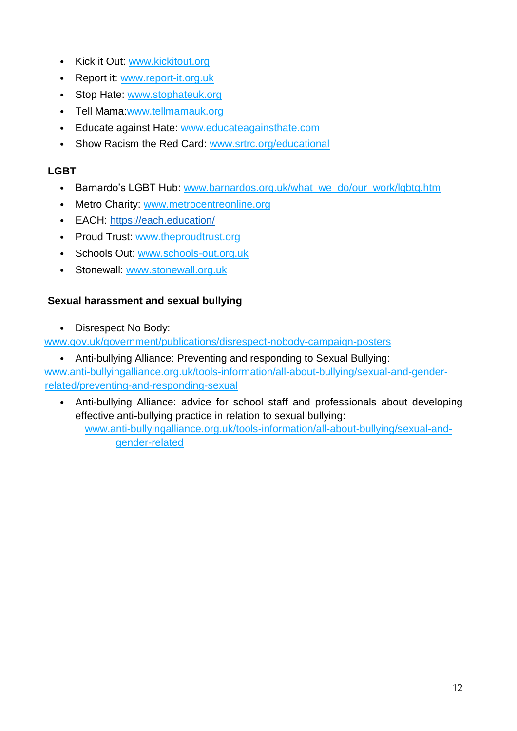- Kick it Out: www.kickitout.org
- Report it: www.report-it.org.uk
- Stop Hate: www.stophateuk.org
- Tell Mama:www.tellmamauk.org
- Educate against Hate: www.educateagainsthate.com
- Show Racism the Red Card: www.srtrc.org/educational

**LGBT**

- Barnardo's LGBT Hub: www.barnardos.org.uk/what_we_do/our_work/lgbtq.htm
- Metro Charity: www.metrocentreonline.org
- EACH: https://each.education/
- Proud Trust: www.theproudtrust.org
- Schools Out: www.schools-out.org.uk
- Stonewall: www.stonewall.org.uk

**Sexual harassment and sexual bullying**

- Disrespect No Body: www.gov.uk/government/publications/disrespect-nobody-campaign-posters
- Anti-bullying Alliance: Preventing and responding to Sexual Bullying: www.anti-bullyingalliance.org.uk/tools-information/all-about-bullying/sexual-and-gender-related/preventing-and-responding-sexual
- Anti-bullying Alliance: advice for school staff and professionals about developing effective anti-bullying practice in relation to sexual bullying: www.anti-bullyingalliance.org.uk/tools-information/all-about-bullying/sexual-and-gender-related